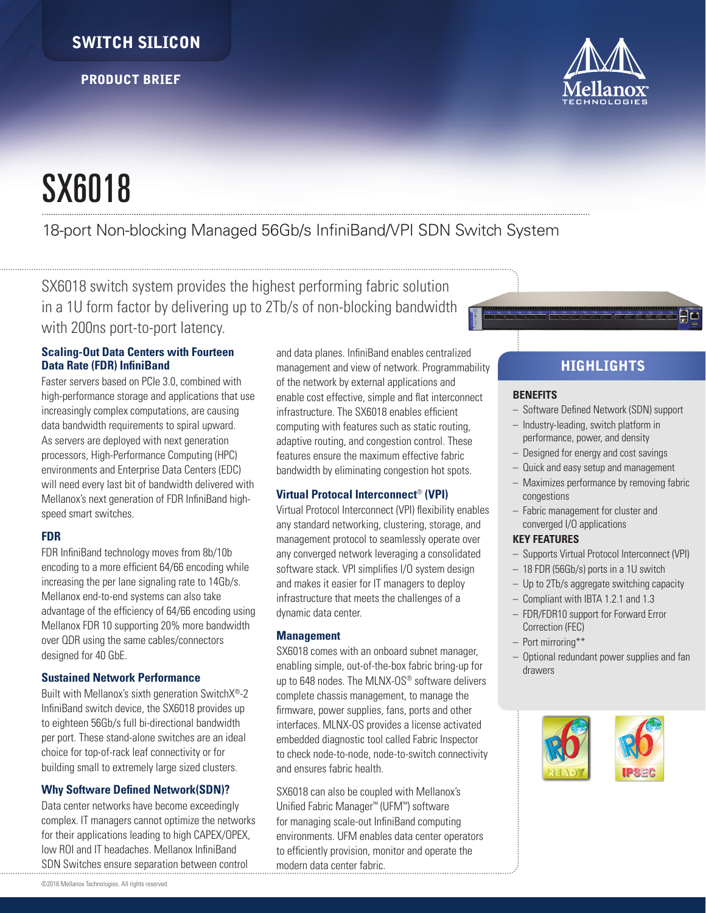SWITCH SILICON

PRODUCT BRIEF

# SX6018

## 18-port Non-blocking Managed 56Gb/s InfiniBand/VPI SDN Switch System

SX6018 switch system provides the highest performing fabric solution in a 1U form factor by delivering up to 2Tb/s of non-blocking bandwidth with 200ns port-to-port latency.

### Scaling-Out Data Centers with Fourteen Data Rate (FDR) InfiniBand

Faster servers based on PCIe 3.0, combined with high-performance storage and applications that use increasingly complex computations, are causing data bandwidth requirements to spiral upward. As servers are deployed with next generation processors, High-Performance Computing (HPC) environments and Enterprise Data Centers (EDC) will need every last bit of bandwidth delivered with Mellanox's next generation of FDR InfiniBand high-speed smart switches.

### FDR

FDR InfiniBand technology moves from 8b/10b encoding to a more efficient 64/66 encoding while increasing the per lane signaling rate to 14Gb/s. Mellanox end-to-end systems can also take advantage of the efficiency of 64/66 encoding using Mellanox FDR 10 supporting 20% more bandwidth over QDR using the same cables/connectors designed for 40 GbE.

### Sustained Network Performance

Built with Mellanox's sixth generation SwitchX®-2 InfiniBand switch device, the SX6018 provides up to eighteen 56Gb/s full bi-directional bandwidth per port. These stand-alone switches are an ideal choice for top-of-rack leaf connectivity or for building small to extremely large sized clusters.

### Why Software Defined Network(SDN)?

Data center networks have become exceedingly complex. IT managers cannot optimize the networks for their applications leading to high CAPEX/OPEX, low ROI and IT headaches. Mellanox InfiniBand SDN Switches ensure separation between control and data planes. InfiniBand enables centralized management and view of network. Programmability of the network by external applications and enable cost effective, simple and flat interconnect infrastructure. The SX6018 enables efficient computing with features such as static routing, adaptive routing, and congestion control. These features ensure the maximum effective fabric bandwidth by eliminating congestion hot spots.

### Virtual Protocal Interconnect® (VPI)

Virtual Protocol Interconnect (VPI) flexibility enables any standard networking, clustering, storage, and management protocol to seamlessly operate over any converged network leveraging a consolidated software stack. VPI simplifies I/O system design and makes it easier for IT managers to deploy infrastructure that meets the challenges of a dynamic data center.

### Management

SX6018 comes with an onboard subnet manager, enabling simple, out-of-the-box fabric bring-up for up to 648 nodes. The MLNX-OS® software delivers complete chassis management, to manage the firmware, power supplies, fans, ports and other interfaces. MLNX-OS provides a license activated embedded diagnostic tool called Fabric Inspector to check node-to-node, node-to-switch connectivity and ensures fabric health.

SX6018 can also be coupled with Mellanox's Unified Fabric Manager™ (UFM™) software for managing scale-out InfiniBand computing environments. UFM enables data center operators to efficiently provision, monitor and operate the modern data center fabric.

## HIGHLIGHTS

### BENEFITS

- Software Defined Network (SDN) support
- Industry-leading, switch platform in performance, power, and density
- Designed for energy and cost savings
- Quick and easy setup and management
- Maximizes performance by removing fabric congestions
- Fabric management for cluster and converged I/O applications

### KEY FEATURES

- Supports Virtual Protocol Interconnect (VPI)
- 18 FDR (56Gb/s) ports in a 1U switch
- Up to 2Tb/s aggregate switching capacity
- Compliant with IBTA 1.2.1 and 1.3
- FDR/FDR10 support for Forward Error Correction (FEC)
- Port mirroring**
- Optional redundant power supplies and fan drawers

©2016 Mellanox Technologies. All rights reserved.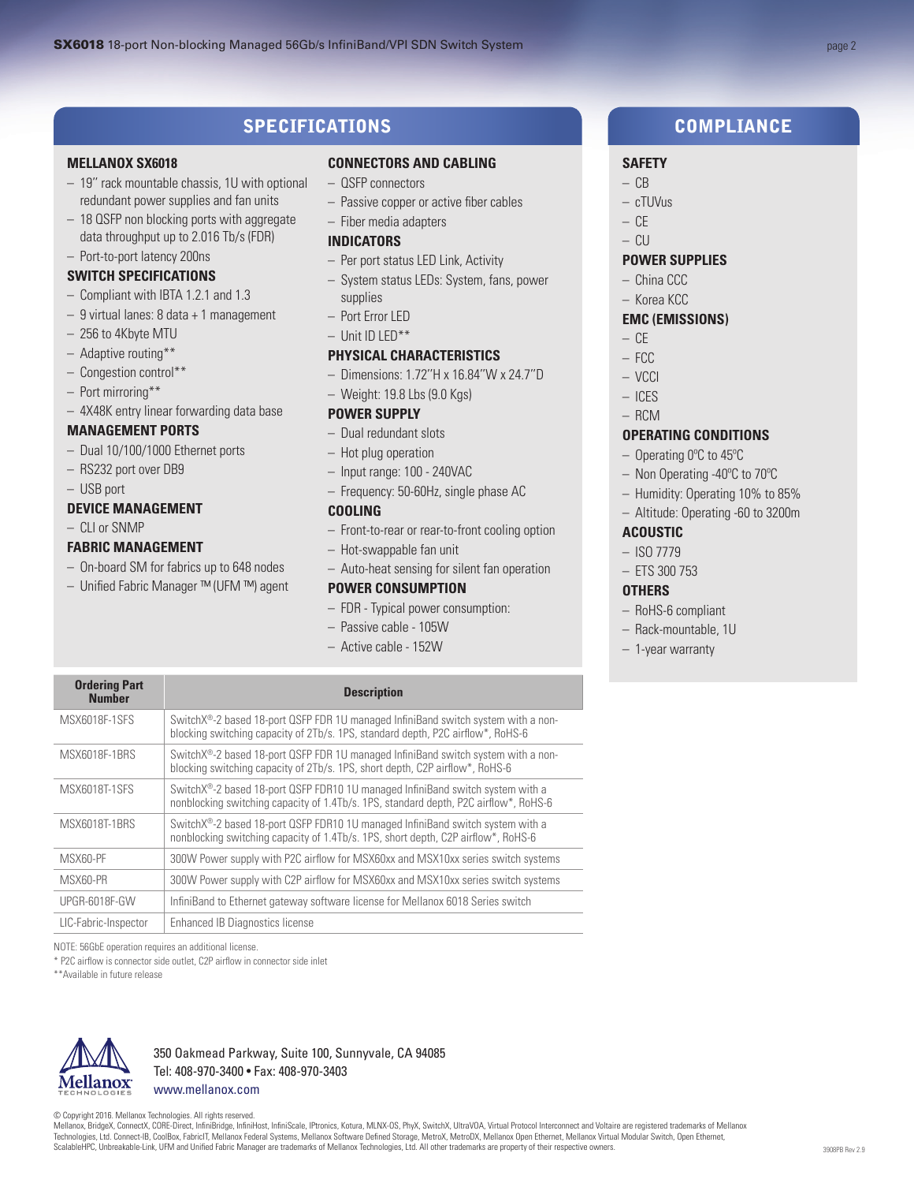## SPECIFICATIONS

### MELLANOX SX6018
- 19" rack mountable chassis, 1U with optional redundant power supplies and fan units
- 18 QSFP non blocking ports with aggregate data throughput up to 2.016 Tb/s (FDR)
- Port-to-port latency 200ns

### SWITCH SPECIFICATIONS
- Compliant with IBTA 1.2.1 and 1.3
- 9 virtual lanes: 8 data + 1 management
- 256 to 4Kbyte MTU
- Adaptive routing**
- Congestion control**
- Port mirroring**
- 4X48K entry linear forwarding data base

### MANAGEMENT PORTS
- Dual 10/100/1000 Ethernet ports
- RS232 port over DB9
- USB port

### DEVICE MANAGEMENT
- CLI or SNMP

### FABRIC MANAGEMENT
- On-board SM for fabrics up to 648 nodes
- Unified Fabric Manager ™ (UFM ™) agent

### CONNECTORS AND CABLING
- QSFP connectors
- Passive copper or active fiber cables
- Fiber media adapters

### INDICATORS
- Per port status LED Link, Activity
- System status LEDs: System, fans, power supplies
- Port Error LED
- Unit ID LED**

### PHYSICAL CHARACTERISTICS
- Dimensions: 1.72"H x 16.84"W x 24.7"D
- Weight: 19.8 Lbs (9.0 Kgs)

### POWER SUPPLY
- Dual redundant slots
- Hot plug operation
- Input range: 100 - 240VAC
- Frequency: 50-60Hz, single phase AC

### COOLING
- Front-to-rear or rear-to-front cooling option
- Hot-swappable fan unit
- Auto-heat sensing for silent fan operation

### POWER CONSUMPTION
- FDR - Typical power consumption:
- Passive cable - 105W
- Active cable - 152W

## COMPLIANCE

### SAFETY
- CB
- cTUVus
- CE
- CU

### POWER SUPPLIES
- China CCC
- Korea KCC

### EMC (EMISSIONS)
- CE
- FCC
- VCCI
- ICES
- RCM

### OPERATING CONDITIONS
- Operating 0ºC to 45ºC
- Non Operating -40ºC to 70ºC
- Humidity: Operating 10% to 85%
- Altitude: Operating -60 to 3200m

### ACOUSTIC
- ISO 7779
- ETS 300 753

### OTHERS
- RoHS-6 compliant
- Rack-mountable, 1U
- 1-year warranty

| Ordering Part Number | Description |
|---|---|
| MSX6018F-1SFS | SwitchX®-2 based 18-port QSFP FDR 1U managed InfiniBand switch system with a non-blocking switching capacity of 2Tb/s. 1PS, standard depth, P2C airflow*, RoHS-6 |
| MSX6018F-1BRS | SwitchX®-2 based 18-port QSFP FDR 1U managed InfiniBand switch system with a non-blocking switching capacity of 2Tb/s. 1PS, short depth, C2P airflow*, RoHS-6 |
| MSX6018T-1SFS | SwitchX®-2 based 18-port QSFP FDR10 1U managed InfiniBand switch system with a nonblocking switching capacity of 1.4Tb/s. 1PS, standard depth, P2C airflow*, RoHS-6 |
| MSX6018T-1BRS | SwitchX®-2 based 18-port QSFP FDR10 1U managed InfiniBand switch system with a nonblocking switching capacity of 1.4Tb/s. 1PS, short depth, C2P airflow*, RoHS-6 |
| MSX60-PF | 300W Power supply with P2C airflow for MSX60xx and MSX10xx series switch systems |
| MSX60-PR | 300W Power supply with C2P airflow for MSX60xx and MSX10xx series switch systems |
| UPGR-6018F-GW | InfiniBand to Ethernet gateway software license for Mellanox 6018 Series switch |
| LIC-Fabric-Inspector | Enhanced IB Diagnostics license |

NOTE: 56GbE operation requires an additional license.

* P2C airflow is connector side outlet, C2P airflow in connector side inlet

**Available in future release

350 Oakmead Parkway, Suite 100, Sunnyvale, CA 94085
Tel: 408-970-3400 • Fax: 408-970-3403
www.mellanox.com

© Copyright 2016. Mellanox Technologies. All rights reserved.
Mellanox, BridgeX, ConnectX, CORE-Direct, InfiniBridge, InfiniHost, InfiniScale, IPtronics, Kotura, MLNX-OS, PhyX, SwitchX, UltraVOA, Virtual Protocol Interconnect and Voltaire are registered trademarks of Mellanox Technologies, Ltd. Connect-IB, CoolBox, FabricIT, Mellanox Federal Systems, Mellanox Software Defined Storage, MetroX, MetroDX, Mellanox Open Ethernet, Mellanox Virtual Modular Switch, Open Ethernet, ScalableHPC, Unbreakable-Link, UFM and Unified Fabric Manager are trademarks of Mellanox Technologies, Ltd. All other trademarks are property of their respective owners.

3908PB Rev 2.9